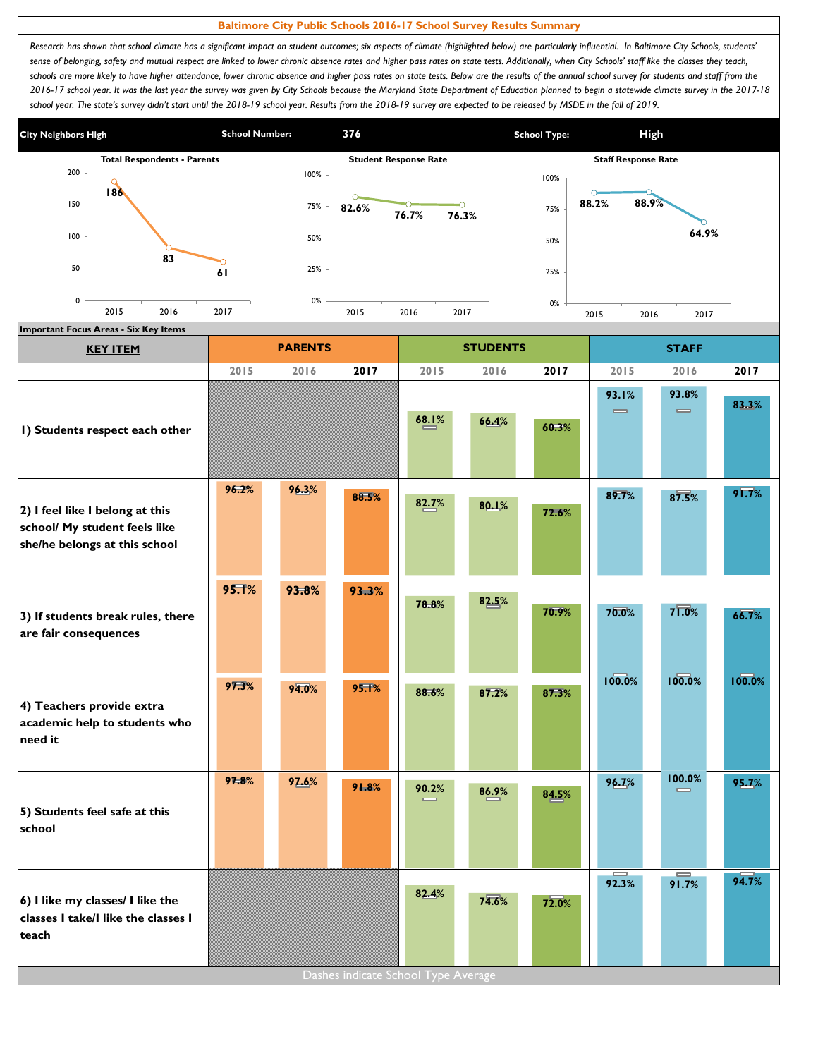# Baltimore City Public Schools 2016-17 School Survey Results Summary

*Research has shown that school climate has a significant impact on student outcomes; six aspects of climate (highlighted below) are particularly influential. In Baltimore City Schools, students' sense of belonging, safety and mutual respect are linked to lower chronic absence rates and higher pass rates on state tests. Additionally, when City Schools' staff like the classes they teach, schools are more likely to have higher attendance, lower chronic absence and higher pass rates on state tests. Below are the results of the annual school survey for students and staff from the 2016-17 school year. It was the last year the survey was given by City Schools because the Maryland State Department of Education planned to begin a statewide climate survey in the 2017-18 school year. The state's survey didn't start until the 2018-19 school year. Results from the 2018-19 survey are expected to be released by MSDE in the fall of 2019.*

**City Neighbors High** | **School Number:** 376 | **School Type:** High

| | 2015 | 2016 | 2017 |
|---|---|---|---|
| Total Respondents - Parents | 186 | 83 | 61 |
| Student Response Rate | 82.6% | 76.7% | 76.3% |
| Staff Response Rate | 88.2% | 88.9% | 64.9% |

**Important Focus Areas - Six Key Items**

| KEY ITEM | PARENTS | | | STUDENTS | | | STAFF | | |
|---|---|---|---|---|---|---|---|---|---|
| | 2015 | 2016 | 2017 | 2015 | 2016 | 2017 | 2015 | 2016 | 2017 |
| 1) Students respect each other | | | | 68.1% | 66.4% | 60.3% | 93.1% | 93.8% | 83.3% |
| 2) I feel like I belong at this school/ My student feels like she/he belongs at this school | 96.2% | 96.3% | 88.5% | 82.7% | 80.1% | 72.6% | 89.7% | 87.5% | 91.7% |
| 3) If students break rules, there are fair consequences | 95.1% | 93.8% | 93.3% | 78.8% | 82.5% | 70.9% | 70.0% | 71.0% | 66.7% |
| 4) Teachers provide extra academic help to students who need it | 97.3% | 94.0% | 95.1% | 88.6% | 87.2% | 87.3% | 100.0% | 100.0% | 100.0% |
| 5) Students feel safe at this school | 97.8% | 97.6% | 91.8% | 90.2% | 86.9% | 84.5% | 96.7% | 100.0% | 95.7% |
| 6) I like my classes/ I like the classes I take/I like the classes I teach | | | | 82.4% | 74.6% | 72.0% | 92.3% | 91.7% | 94.7% |

Dashes indicate School Type Average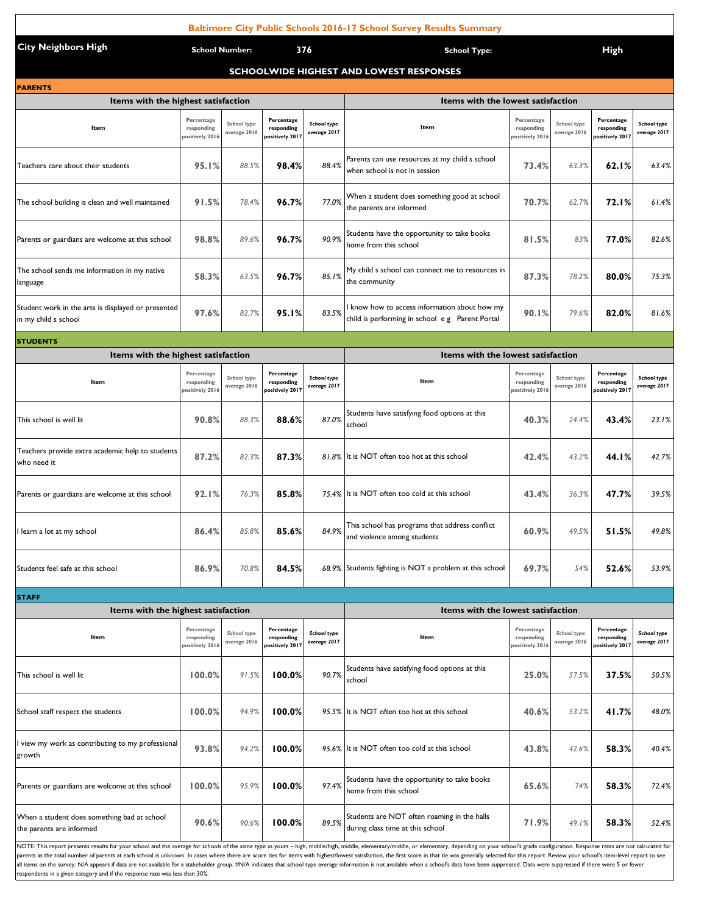# Baltimore City Public Schools 2016-17 School Survey Results Summary

**City Neighbors High** | **School Number:** 376 | **School Type:** High

## SCHOOLWIDE HIGHEST AND LOWEST RESPONSES

### PARENTS

| Items with the highest satisfaction | | | | | Items with the lowest satisfaction | | | | |
|---|---|---|---|---|---|---|---|---|---|
| Item | Percentage responding positively 2016 | School type average 2016 | Percentage responding positively 2017 | School type average 2017 | Item | Percentage responding positively 2016 | School type average 2016 | Percentage responding positively 2017 | School type average 2017 |
| Teachers care about their students | 95.1% | 88.5% | 98.4% | 88.4% | Parents can use resources at my child s school when school is not in session | 73.4% | 63.3% | 62.1% | 63.4% |
| The school building is clean and well maintained | 91.5% | 78.4% | 96.7% | 77.0% | When a student does something good at school the parents are informed | 70.7% | 62.7% | 72.1% | 61.4% |
| Parents or guardians are welcome at this school | 98.8% | 89.6% | 96.7% | 90.9% | Students have the opportunity to take books home from this school | 81.5% | 83% | 77.0% | 82.6% |
| The school sends me information in my native language | 58.3% | 63.5% | 96.7% | 85.1% | My child s school can connect me to resources in the community | 87.3% | 78.2% | 80.0% | 75.3% |
| Student work in the arts is displayed or presented in my child s school | 97.6% | 82.7% | 95.1% | 83.5% | I know how to access information about how my child is performing in school e g Parent Portal | 90.1% | 79.6% | 82.0% | 81.6% |

### STUDENTS

| Items with the highest satisfaction | | | | | Items with the lowest satisfaction | | | | |
|---|---|---|---|---|---|---|---|---|---|
| Item | Percentage responding positively 2016 | School type average 2016 | Percentage responding positively 2017 | School type average 2017 | Item | Percentage responding positively 2016 | School type average 2016 | Percentage responding positively 2017 | School type average 2017 |
| This school is well lit | 90.8% | 88.3% | 88.6% | 87.0% | Students have satisfying food options at this school | 40.3% | 24.4% | 43.4% | 23.1% |
| Teachers provide extra academic help to students who need it | 87.2% | 82.3% | 87.3% | 81.8% | It is NOT often too hot at this school | 42.4% | 43.2% | 44.1% | 42.7% |
| Parents or guardians are welcome at this school | 92.1% | 76.3% | 85.8% | 75.4% | It is NOT often too cold at this school | 43.4% | 36.3% | 47.7% | 39.5% |
| I learn a lot at my school | 86.4% | 85.8% | 85.6% | 84.9% | This school has programs that address conflict and violence among students | 60.9% | 49.5% | 51.5% | 49.8% |
| Students feel safe at this school | 86.9% | 70.8% | 84.5% | 68.9% | Students fighting is NOT a problem at this school | 69.7% | 54% | 52.6% | 53.9% |

### STAFF

| Items with the highest satisfaction | | | | | Items with the lowest satisfaction | | | | |
|---|---|---|---|---|---|---|---|---|---|
| Item | Percentage responding positively 2016 | School type average 2016 | Percentage responding positively 2017 | School type average 2017 | Item | Percentage responding positively 2016 | School type average 2016 | Percentage responding positively 2017 | School type average 2017 |
| This school is well lit | 100.0% | 91.5% | 100.0% | 90.7% | Students have satisfying food options at this school | 25.0% | 57.5% | 37.5% | 50.5% |
| School staff respect the students | 100.0% | 94.9% | 100.0% | 95.5% | It is NOT often too hot at this school | 40.6% | 53.2% | 41.7% | 48.0% |
| I view my work as contributing to my professional growth | 93.8% | 94.2% | 100.0% | 95.6% | It is NOT often too cold at this school | 43.8% | 42.6% | 58.3% | 40.4% |
| Parents or guardians are welcome at this school | 100.0% | 95.9% | 100.0% | 97.4% | Students have the opportunity to take books home from this school | 65.6% | 74% | 58.3% | 72.4% |
| When a student does something bad at school the parents are informed | 90.6% | 90.6% | 100.0% | 89.5% | Students are NOT often roaming in the halls during class time at this school | 71.9% | 49.1% | 58.3% | 52.4% |

NOTE: This report presents results for your school and the average for schools of the same type as yours – high, middle/high, middle, elementary/middle, or elementary, depending on your school's grade configuration. Response rates are not calculated for parents as the total number of parents at each school is unknown. In cases where there are score ties for items with highest/lowest satisfaction, the first score in that tie was generally selected for this report. Review your school's item-level report to see all items on the survey. N/A appears if data are not available for a stakeholder group. #N/A indicates that school type average information is not available when a school's data have been suppressed. Data were suppressed if there were 5 or fewer respondents in a given category and if the response rate was less than 30%.